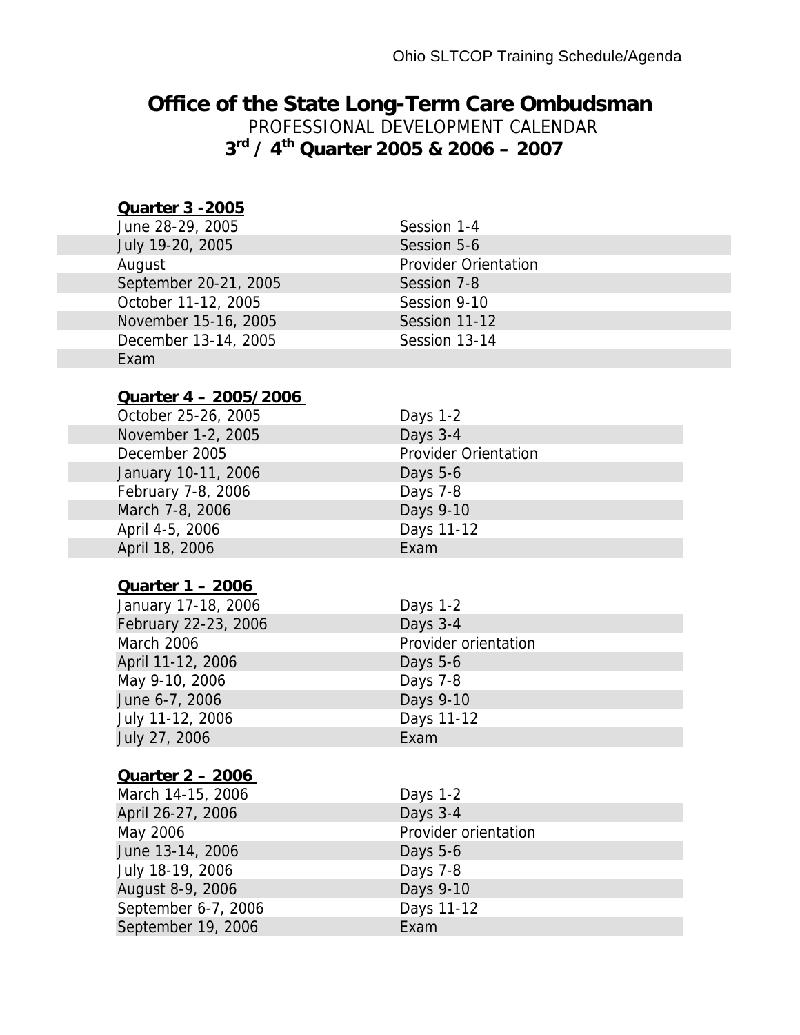# Office of the State Long-Term Care Ombudsman

PROFESSIONAL DEVELOPMENT CALENDAR

**3rd / 4th Quarter 2005 & 2006 – 2007**

**Quarter 3 -2005**

| | |
|---|---|
| June 28-29, 2005 | Session 1-4 |
| July 19-20, 2005 | Session 5-6 |
| August | Provider Orientation |
| September 20-21, 2005 | Session 7-8 |
| October 11-12, 2005 | Session 9-10 |
| November 15-16, 2005 | Session 11-12 |
| December 13-14, 2005 | Session 13-14 |
| Exam | |

**Quarter 4 – 2005/2006**

| | |
|---|---|
| October 25-26, 2005 | Days 1-2 |
| November 1-2, 2005 | Days 3-4 |
| December 2005 | Provider Orientation |
| January 10-11, 2006 | Days 5-6 |
| February 7-8, 2006 | Days 7-8 |
| March 7-8, 2006 | Days 9-10 |
| April 4-5, 2006 | Days 11-12 |
| April 18, 2006 | Exam |

**Quarter 1 – 2006**

| | |
|---|---|
| January 17-18, 2006 | Days 1-2 |
| February 22-23, 2006 | Days 3-4 |
| March 2006 | Provider orientation |
| April 11-12, 2006 | Days 5-6 |
| May 9-10, 2006 | Days 7-8 |
| June 6-7, 2006 | Days 9-10 |
| July 11-12, 2006 | Days 11-12 |
| July 27, 2006 | Exam |

**Quarter 2 – 2006**

| | |
|---|---|
| March 14-15, 2006 | Days 1-2 |
| April 26-27, 2006 | Days 3-4 |
| May 2006 | Provider orientation |
| June 13-14, 2006 | Days 5-6 |
| July 18-19, 2006 | Days 7-8 |
| August 8-9, 2006 | Days 9-10 |
| September 6-7, 2006 | Days 11-12 |
| September 19, 2006 | Exam |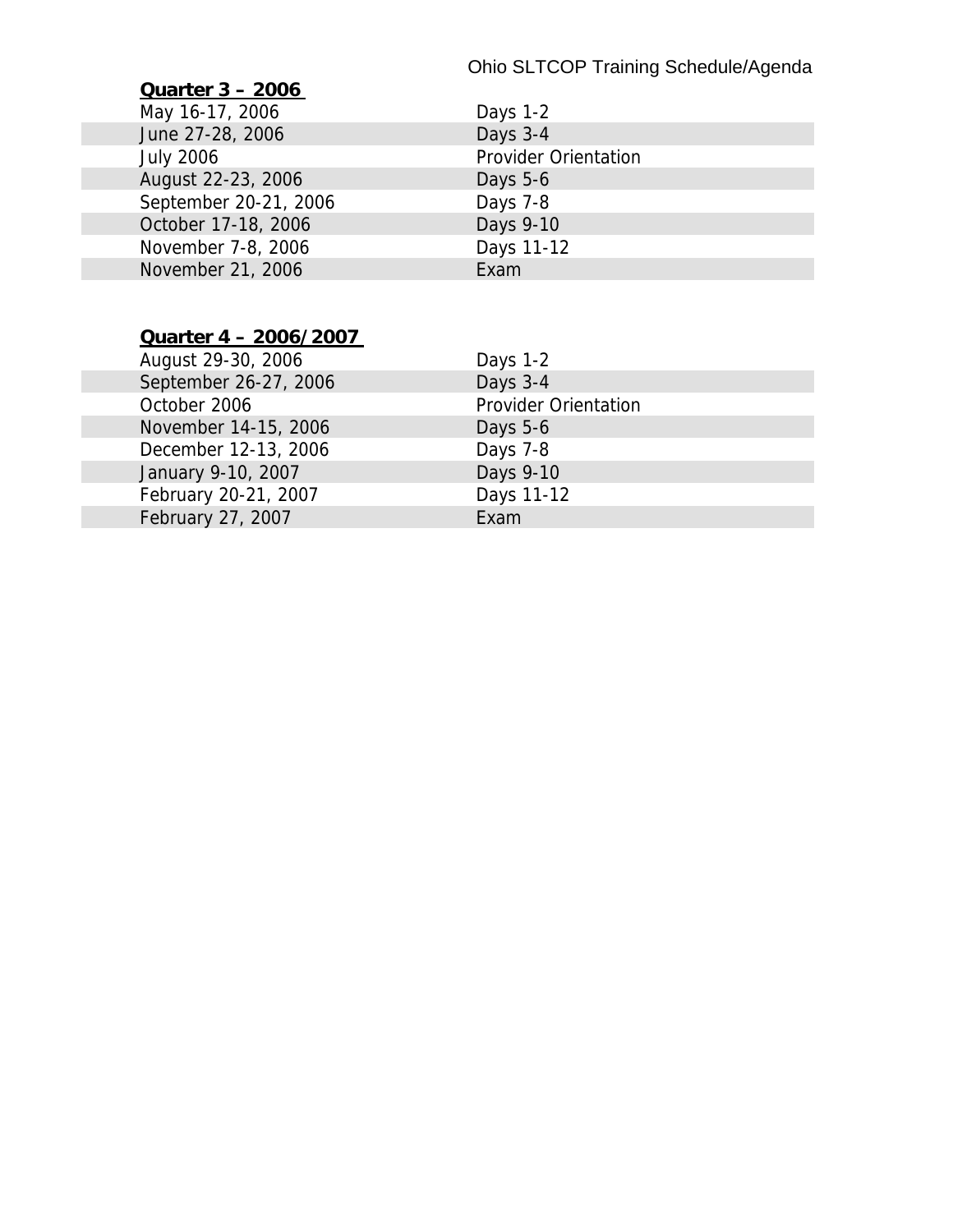**Quarter 3 – 2006**

| | |
|---|---|
| May 16-17, 2006 | Days 1-2 |
| June 27-28, 2006 | Days 3-4 |
| July 2006 | Provider Orientation |
| August 22-23, 2006 | Days 5-6 |
| September 20-21, 2006 | Days 7-8 |
| October 17-18, 2006 | Days 9-10 |
| November 7-8, 2006 | Days 11-12 |
| November 21, 2006 | Exam |

**Quarter 4 – 2006/2007**

| | |
|---|---|
| August 29-30, 2006 | Days 1-2 |
| September 26-27, 2006 | Days 3-4 |
| October 2006 | Provider Orientation |
| November 14-15, 2006 | Days 5-6 |
| December 12-13, 2006 | Days 7-8 |
| January 9-10, 2007 | Days 9-10 |
| February 20-21, 2007 | Days 11-12 |
| February 27, 2007 | Exam |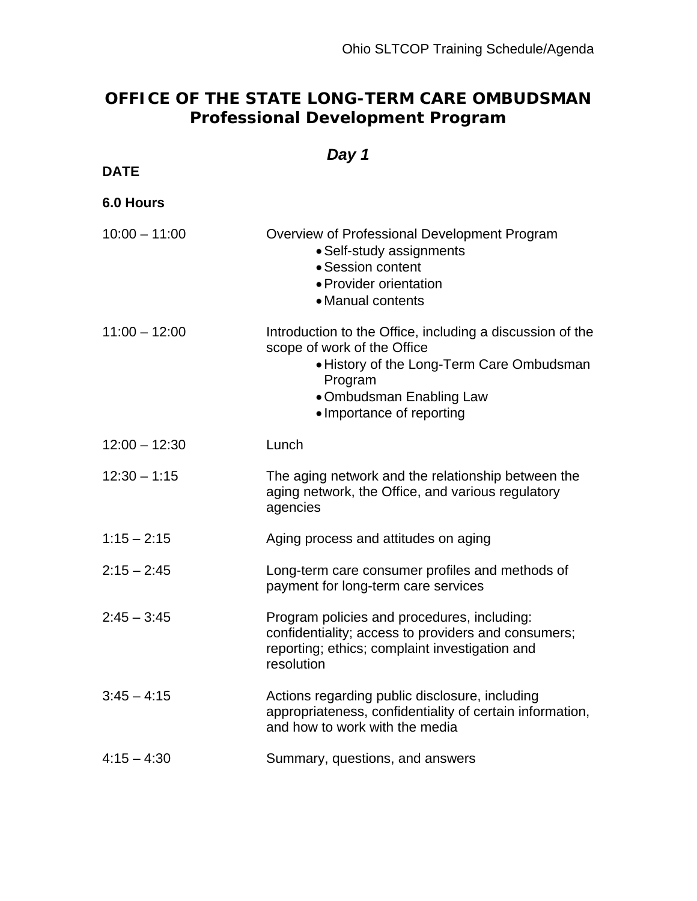# OFFICE OF THE STATE LONG-TERM CARE OMBUDSMAN
## Professional Development Program

### *Day 1*

**DATE**

**6.0 Hours**

| | |
|---|---|
| 10:00 – 11:00 | Overview of Professional Development Program<br>• Self-study assignments<br>• Session content<br>• Provider orientation<br>• Manual contents |
| 11:00 – 12:00 | Introduction to the Office, including a discussion of the scope of work of the Office<br>• History of the Long-Term Care Ombudsman Program<br>• Ombudsman Enabling Law<br>• Importance of reporting |
| 12:00 – 12:30 | Lunch |
| 12:30 – 1:15 | The aging network and the relationship between the aging network, the Office, and various regulatory agencies |
| 1:15 – 2:15 | Aging process and attitudes on aging |
| 2:15 – 2:45 | Long-term care consumer profiles and methods of payment for long-term care services |
| 2:45 – 3:45 | Program policies and procedures, including: confidentiality; access to providers and consumers; reporting; ethics; complaint investigation and resolution |
| 3:45 – 4:15 | Actions regarding public disclosure, including appropriateness, confidentiality of certain information, and how to work with the media |
| 4:15 – 4:30 | Summary, questions, and answers |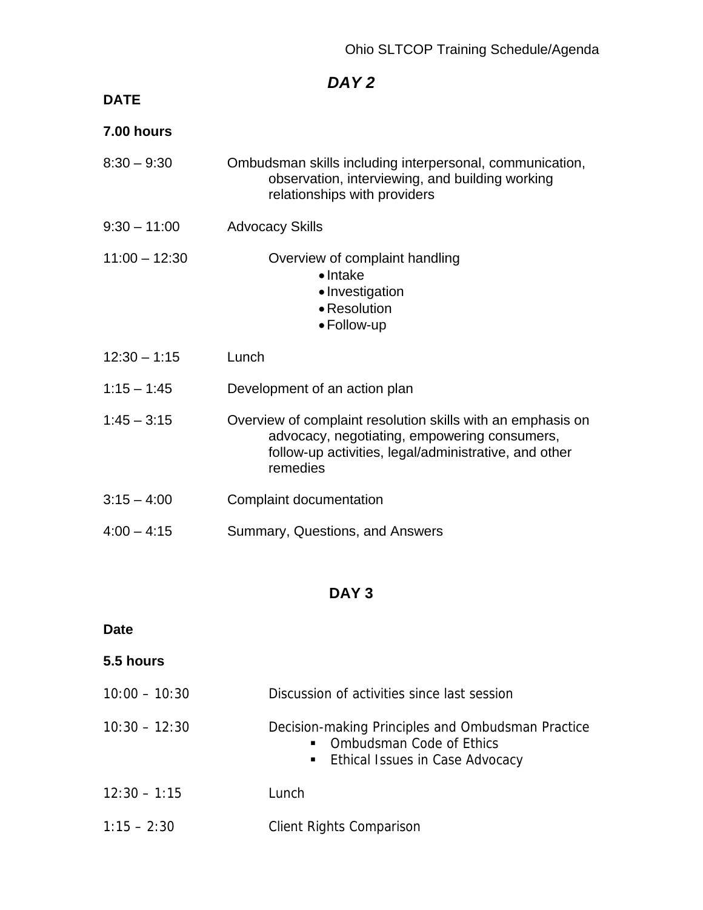## *DAY 2*

**DATE**

**7.00 hours**

| | |
|---|---|
| 8:30 – 9:30 | Ombudsman skills including interpersonal, communication, observation, interviewing, and building working relationships with providers |
| 9:30 – 11:00 | Advocacy Skills |
| 11:00 – 12:30 | Overview of complaint handling<br>• Intake<br>• Investigation<br>• Resolution<br>• Follow-up |
| 12:30 – 1:15 | Lunch |
| 1:15 – 1:45 | Development of an action plan |
| 1:45 – 3:15 | Overview of complaint resolution skills with an emphasis on advocacy, negotiating, empowering consumers, follow-up activities, legal/administrative, and other remedies |
| 3:15 – 4:00 | Complaint documentation |
| 4:00 – 4:15 | Summary, Questions, and Answers |

## DAY 3

**Date**

**5.5 hours**

| | |
|---|---|
| 10:00 – 10:30 | Discussion of activities since last session |
| 10:30 – 12:30 | Decision-making Principles and Ombudsman Practice<br>▪ Ombudsman Code of Ethics<br>▪ Ethical Issues in Case Advocacy |
| 12:30 – 1:15 | Lunch |
| 1:15 – 2:30 | Client Rights Comparison |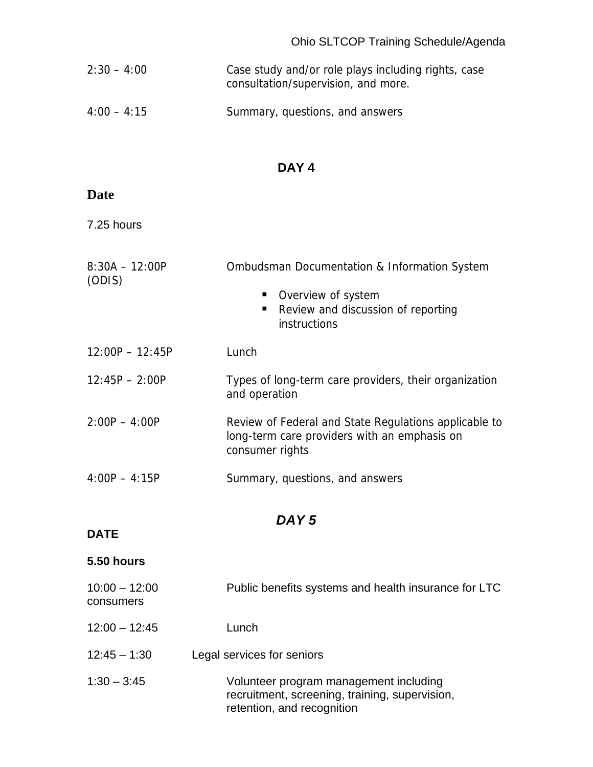2:30 – 4:00 Case study and/or role plays including rights, case consultation/supervision, and more.

4:00 – 4:15 Summary, questions, and answers

## DAY 4

**Date**

7.25 hours

8:30A – 12:00P Ombudsman Documentation & Information System (ODIS)

- Overview of system
- Review and discussion of reporting instructions

12:00P – 12:45P Lunch

12:45P – 2:00P Types of long-term care providers, their organization and operation

2:00P – 4:00P Review of Federal and State Regulations applicable to long-term care providers with an emphasis on consumer rights

4:00P – 4:15P Summary, questions, and answers

## *DAY 5*

**DATE**

**5.50 hours**

10:00 – 12:00 Public benefits systems and health insurance for LTC consumers

12:00 – 12:45 Lunch

12:45 – 1:30 Legal services for seniors

1:30 – 3:45 Volunteer program management including recruitment, screening, training, supervision, retention, and recognition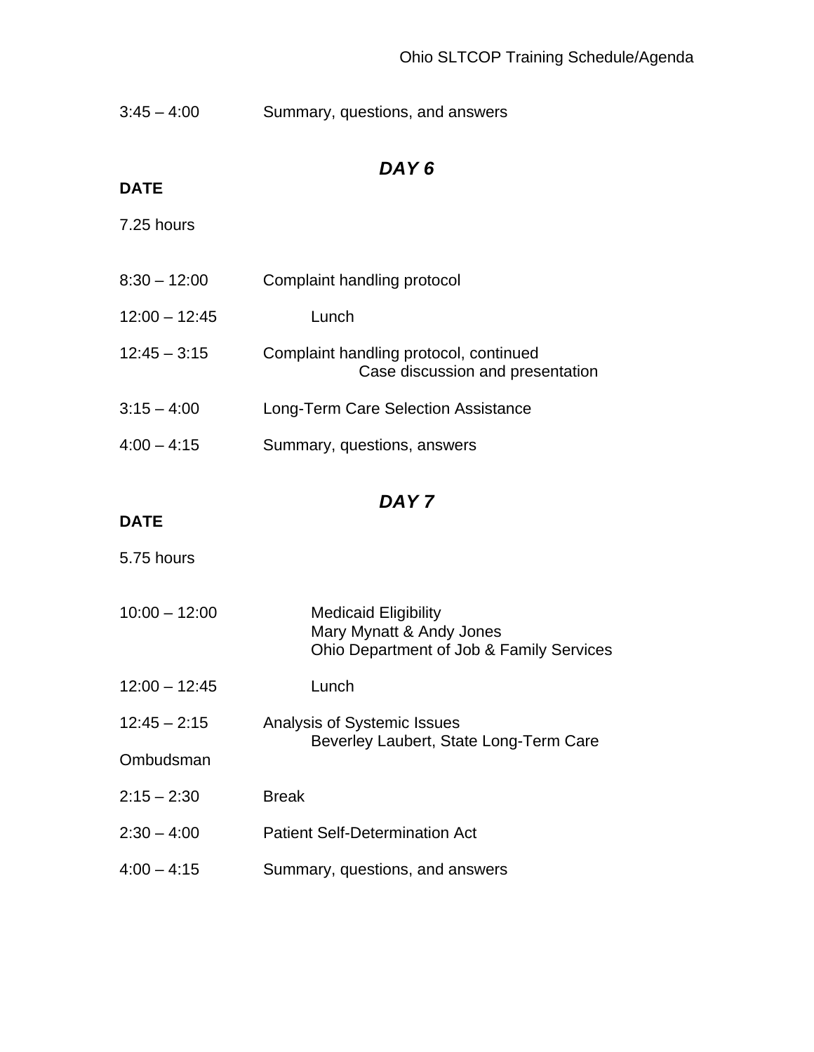3:45 – 4:00 Summary, questions, and answers

## *DAY 6*

**DATE**

7.25 hours

| | |
|---|---|
| 8:30 – 12:00 | Complaint handling protocol |
| 12:00 – 12:45 | Lunch |
| 12:45 – 3:15 | Complaint handling protocol, continued<br>Case discussion and presentation |
| 3:15 – 4:00 | Long-Term Care Selection Assistance |
| 4:00 – 4:15 | Summary, questions, answers |

## *DAY 7*

**DATE**

5.75 hours

| | |
|---|---|
| 10:00 – 12:00 | Medicaid Eligibility<br>Mary Mynatt & Andy Jones<br>Ohio Department of Job & Family Services |
| 12:00 – 12:45 | Lunch |
| 12:45 – 2:15 | Analysis of Systemic Issues<br>Beverley Laubert, State Long-Term Care Ombudsman |
| 2:15 – 2:30 | Break |
| 2:30 – 4:00 | Patient Self-Determination Act |
| 4:00 – 4:15 | Summary, questions, and answers |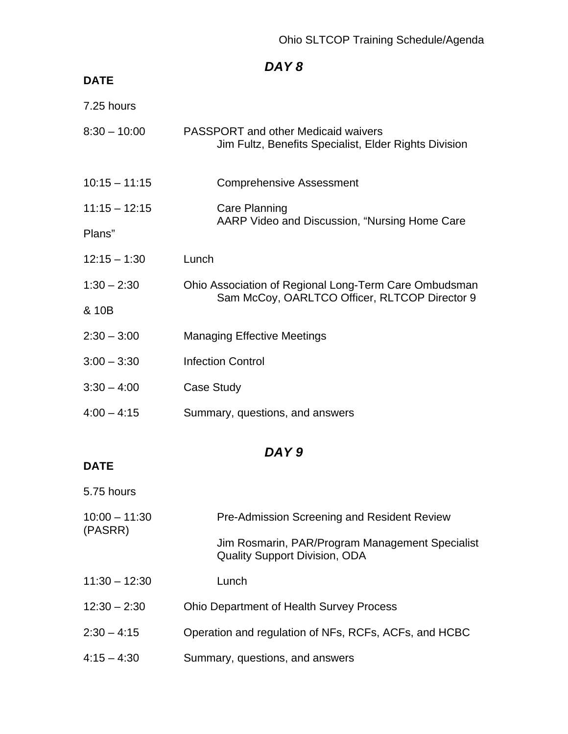## DAY 8

**DATE**

7.25 hours

8:30 – 10:00 PASSPORT and other Medicaid waivers
Jim Fultz, Benefits Specialist, Elder Rights Division

10:15 – 11:15 Comprehensive Assessment

11:15 – 12:15 Care Planning
AARP Video and Discussion, "Nursing Home Care Plans"

12:15 – 1:30 Lunch

1:30 – 2:30 Ohio Association of Regional Long-Term Care Ombudsman
Sam McCoy, OARLTCO Officer, RLTCOP Director 9 & 10B

2:30 – 3:00 Managing Effective Meetings

3:00 – 3:30 Infection Control

3:30 – 4:00 Case Study

4:00 – 4:15 Summary, questions, and answers

## DAY 9

**DATE**

5.75 hours

10:00 – 11:30 Pre-Admission Screening and Resident Review (PASRR)

Jim Rosmarin, PAR/Program Management Specialist
Quality Support Division, ODA

11:30 – 12:30 Lunch

12:30 – 2:30 Ohio Department of Health Survey Process

2:30 – 4:15 Operation and regulation of NFs, RCFs, ACFs, and HCBC

4:15 – 4:30 Summary, questions, and answers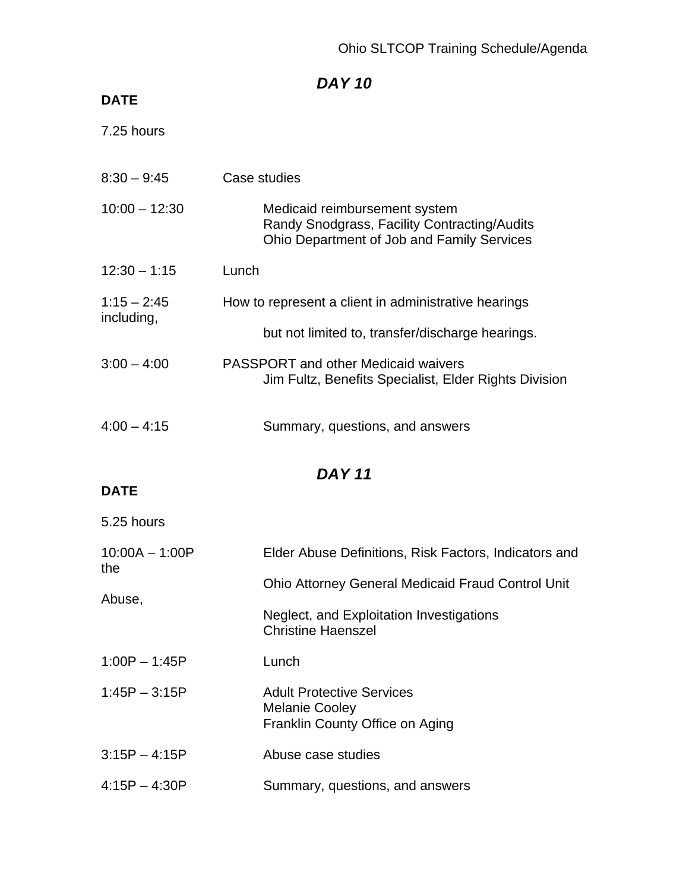## DAY 10

**DATE**

7.25 hours

| | |
|---|---|
| 8:30 – 9:45 | Case studies |
| 10:00 – 12:30 | Medicaid reimbursement system<br>Randy Snodgrass, Facility Contracting/Audits<br>Ohio Department of Job and Family Services |
| 12:30 – 1:15 | Lunch |
| 1:15 – 2:45 | How to represent a client in administrative hearings including, but not limited to, transfer/discharge hearings. |
| 3:00 – 4:00 | PASSPORT and other Medicaid waivers<br>Jim Fultz, Benefits Specialist, Elder Rights Division |
| 4:00 – 4:15 | Summary, questions, and answers |

## DAY 11

**DATE**

5.25 hours

| | |
|---|---|
| 10:00A – 1:00P | Elder Abuse Definitions, Risk Factors, Indicators and the Ohio Attorney General Medicaid Fraud Control Unit Abuse, Neglect, and Exploitation Investigations<br>Christine Haenszel |
| 1:00P – 1:45P | Lunch |
| 1:45P – 3:15P | Adult Protective Services<br>Melanie Cooley<br>Franklin County Office on Aging |
| 3:15P – 4:15P | Abuse case studies |
| 4:15P – 4:30P | Summary, questions, and answers |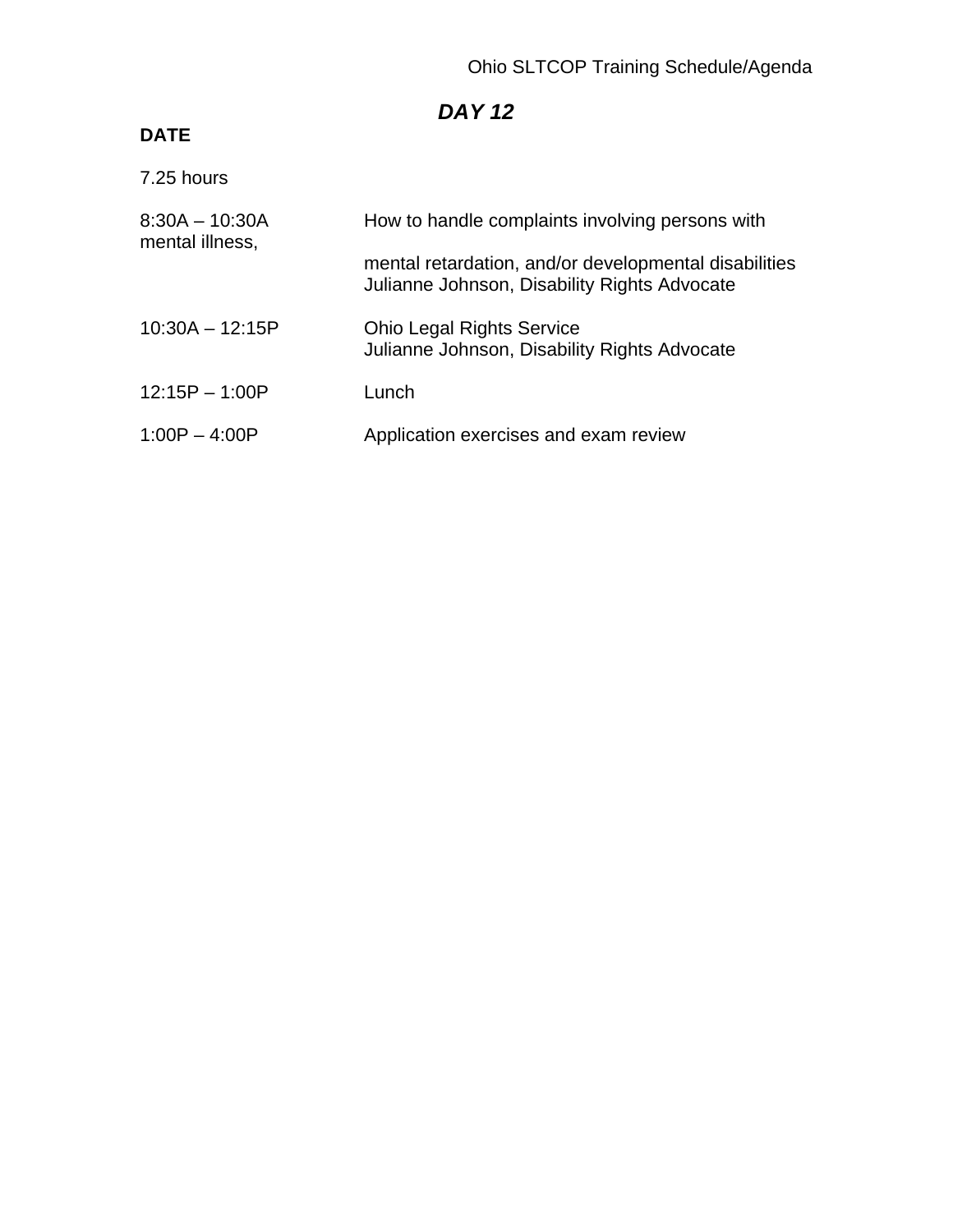## *DAY 12*

**DATE**

7.25 hours

| | |
|---|---|
| 8:30A – 10:30A | How to handle complaints involving persons with mental illness, mental retardation, and/or developmental disabilities<br>Julianne Johnson, Disability Rights Advocate |
| 10:30A – 12:15P | Ohio Legal Rights Service<br>Julianne Johnson, Disability Rights Advocate |
| 12:15P – 1:00P | Lunch |
| 1:00P – 4:00P | Application exercises and exam review |